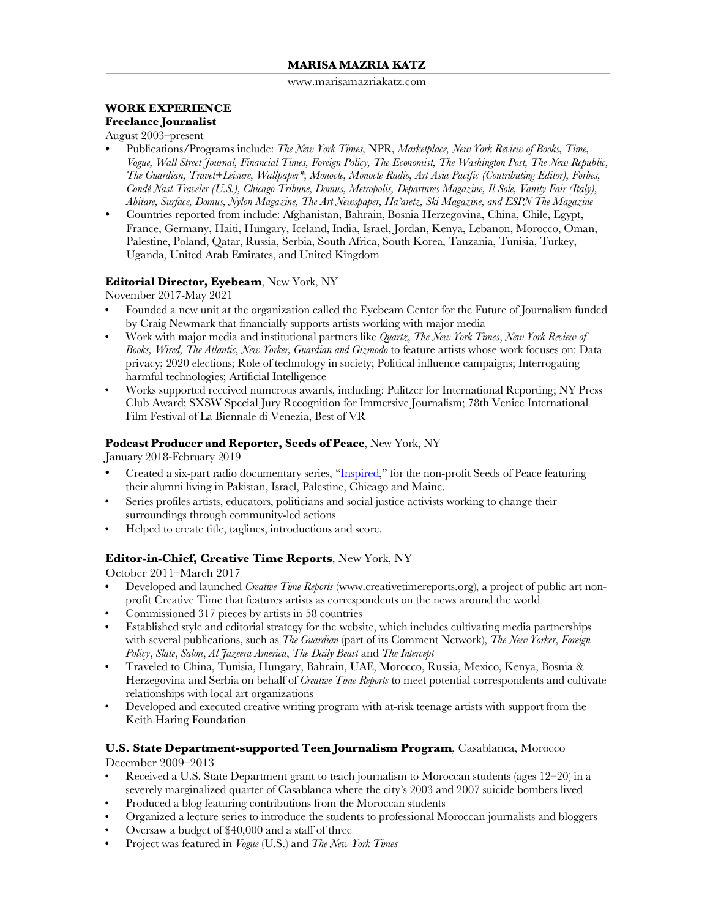# MARISA MAZRIA KATZ

www.marisamazriakatz.com

## WORK EXPERIENCE

**Freelance Journalist**

August 2003–present

- Publications/Programs include: *The New York Times,* NPR, *Marketplace, New York Review of Books, Time, Vogue, Wall Street Journal, Financial Times, Foreign Policy, The Economist, The Washington Post, The New Republic, The Guardian, Travel+Leisure, Wallpaper*, Monocle, Monocle Radio, Art Asia Pacific (Contributing Editor), Forbes, Condé Nast Traveler (U.S.), Chicago Tribune, Domus, Metropolis, Departures Magazine, Il Sole, Vanity Fair (Italy), Abitare, Surface, Domus, Nylon Magazine, The Art Newspaper, Ha'aretz, Ski Magazine, and ESPN The Magazine*
- Countries reported from include: Afghanistan, Bahrain, Bosnia Herzegovina, China, Chile, Egypt, France, Germany, Haiti, Hungary, Iceland, India, Israel, Jordan, Kenya, Lebanon, Morocco, Oman, Palestine, Poland, Qatar, Russia, Serbia, South Africa, South Korea, Tanzania, Tunisia, Turkey, Uganda, United Arab Emirates, and United Kingdom

**Editorial Director, Eyebeam**, New York, NY

November 2017-May 2021

- Founded a new unit at the organization called the Eyebeam Center for the Future of Journalism funded by Craig Newmark that financially supports artists working with major media
- Work with major media and institutional partners like *Quartz*, *The New York Times*, *New York Review of Books, Wired, The Atlantic, New Yorker, Guardian and Gizmodo* to feature artists whose work focuses on: Data privacy; 2020 elections; Role of technology in society; Political influence campaigns; Interrogating harmful technologies; Artificial Intelligence
- Works supported received numerous awards, including: Pulitzer for International Reporting; NY Press Club Award; SXSW Special Jury Recognition for Immersive Journalism; 78th Venice International Film Festival of La Biennale di Venezia, Best of VR

**Podcast Producer and Reporter, Seeds of Peace**, New York, NY

January 2018-February 2019

- Created a six-part radio documentary series, "Inspired," for the non-profit Seeds of Peace featuring their alumni living in Pakistan, Israel, Palestine, Chicago and Maine.
- Series profiles artists, educators, politicians and social justice activists working to change their surroundings through community-led actions
- Helped to create title, taglines, introductions and score.

**Editor-in-Chief, Creative Time Reports**, New York, NY

October 2011–March 2017

- Developed and launched *Creative Time Reports* (www.creativetimereports.org), a project of public art non-profit Creative Time that features artists as correspondents on the news around the world
- Commissioned 317 pieces by artists in 58 countries
- Established style and editorial strategy for the website, which includes cultivating media partnerships with several publications, such as *The Guardian* (part of its Comment Network), *The New Yorker*, *Foreign Policy*, *Slate*, *Salon*, *Al Jazeera America*, *The Daily Beast* and *The Intercept*
- Traveled to China, Tunisia, Hungary, Bahrain, UAE, Morocco, Russia, Mexico, Kenya, Bosnia & Herzegovina and Serbia on behalf of *Creative Time Reports* to meet potential correspondents and cultivate relationships with local art organizations
- Developed and executed creative writing program with at-risk teenage artists with support from the Keith Haring Foundation

**U.S. State Department-supported Teen Journalism Program**, Casablanca, Morocco

December 2009–2013

- Received a U.S. State Department grant to teach journalism to Moroccan students (ages 12–20) in a severely marginalized quarter of Casablanca where the city's 2003 and 2007 suicide bombers lived
- Produced a blog featuring contributions from the Moroccan students
- Organized a lecture series to introduce the students to professional Moroccan journalists and bloggers
- Oversaw a budget of $40,000 and a staff of three
- Project was featured in *Vogue* (U.S.) and *The New York Times*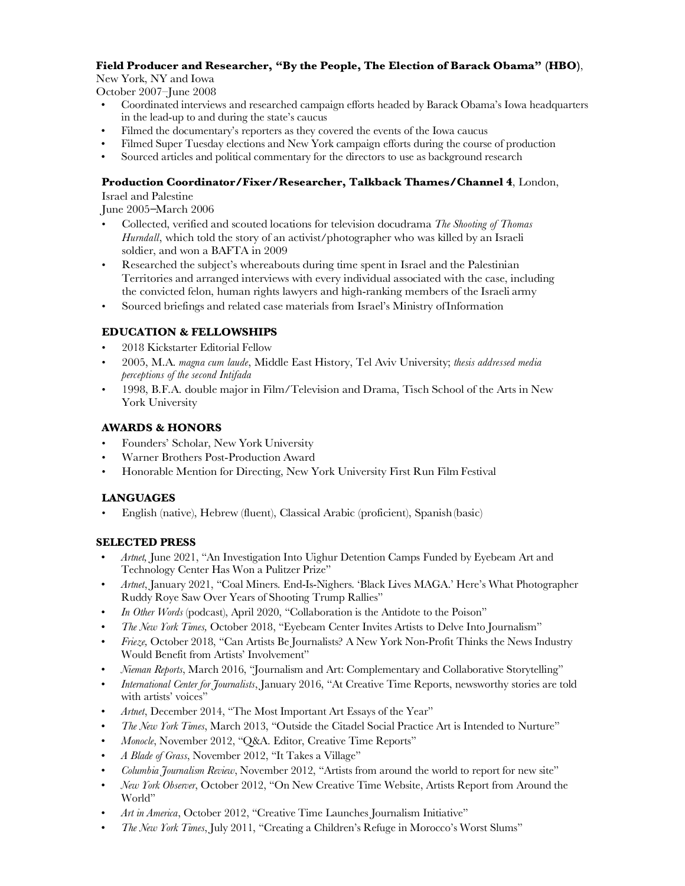**Field Producer and Researcher, "By the People, The Election of Barack Obama" (HBO)**, New York, NY and Iowa
October 2007–June 2008

- Coordinated interviews and researched campaign efforts headed by Barack Obama's Iowa headquarters in the lead-up to and during the state's caucus
- Filmed the documentary's reporters as they covered the events of the Iowa caucus
- Filmed Super Tuesday elections and New York campaign efforts during the course of production
- Sourced articles and political commentary for the directors to use as background research

**Production Coordinator/Fixer/Researcher, Talkback Thames/Channel 4**, London, Israel and Palestine
June 2005–March 2006

- Collected, verified and scouted locations for television docudrama *The Shooting of Thomas Hurndall*, which told the story of an activist/photographer who was killed by an Israeli soldier, and won a BAFTA in 2009
- Researched the subject's whereabouts during time spent in Israel and the Palestinian Territories and arranged interviews with every individual associated with the case, including the convicted felon, human rights lawyers and high-ranking members of the Israeli army
- Sourced briefings and related case materials from Israel's Ministry of Information

## EDUCATION & FELLOWSHIPS

- 2018 Kickstarter Editorial Fellow
- 2005, M.A. *magna cum laude*, Middle East History, Tel Aviv University; *thesis addressed media perceptions of the second Intifada*
- 1998, B.F.A. double major in Film/Television and Drama, Tisch School of the Arts in New York University

## AWARDS & HONORS

- Founders' Scholar, New York University
- Warner Brothers Post-Production Award
- Honorable Mention for Directing, New York University First Run Film Festival

## LANGUAGES

- English (native), Hebrew (fluent), Classical Arabic (proficient), Spanish (basic)

## SELECTED PRESS

- *Artnet*, June 2021, "An Investigation Into Uighur Detention Camps Funded by Eyebeam Art and Technology Center Has Won a Pulitzer Prize"
- *Artnet*, January 2021, "Coal Miners. End-Is-Nighers. 'Black Lives MAGA.' Here's What Photographer Ruddy Roye Saw Over Years of Shooting Trump Rallies"
- *In Other Words* (podcast), April 2020, "Collaboration is the Antidote to the Poison"
- *The New York Times*, October 2018, "Eyebeam Center Invites Artists to Delve Into Journalism"
- *Frieze*, October 2018, "Can Artists Be Journalists? A New York Non-Profit Thinks the News Industry Would Benefit from Artists' Involvement"
- *Nieman Reports*, March 2016, "Journalism and Art: Complementary and Collaborative Storytelling"
- *International Center for Journalists*, January 2016, "At Creative Time Reports, newsworthy stories are told with artists' voices"
- *Artnet*, December 2014, "The Most Important Art Essays of the Year"
- *The New York Times*, March 2013, "Outside the Citadel Social Practice Art is Intended to Nurture"
- *Monocle*, November 2012, "Q&A. Editor, Creative Time Reports"
- *A Blade of Grass*, November 2012, "It Takes a Village"
- *Columbia Journalism Review*, November 2012, "Artists from around the world to report for new site"
- *New York Observer*, October 2012, "On New Creative Time Website, Artists Report from Around the World"
- *Art in America*, October 2012, "Creative Time Launches Journalism Initiative"
- *The New York Times*, July 2011, "Creating a Children's Refuge in Morocco's Worst Slums"